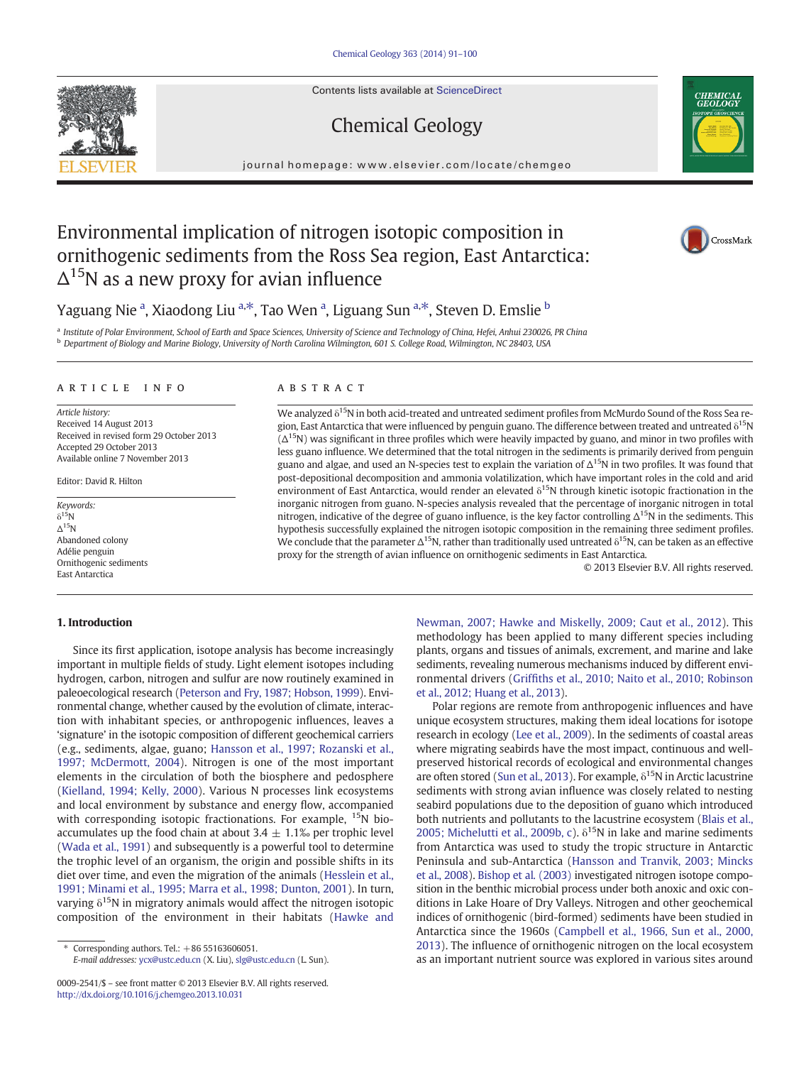Contents lists available at ScienceDirect

# Chemical Geology

journal homepage: www.elsevier.com/locate/chemgeo

# Environmental implication of nitrogen isotopic composition in ornithogenic sediments from the Ross Sea region, East Antarctica: $\Delta^{15}N$ as a new proxy for avian influence

Yaguang Nie [a], Xiaodong Liu [a,*], Tao Wen [a], Liguang Sun [a,*], Steven D. Emslie [b]

[a] Institute of Polar Environment, School of Earth and Space Sciences, University of Science and Technology of China, Hefei, Anhui 230026, PR China
[b] Department of Biology and Marine Biology, University of North Carolina Wilmington, 601 S. College Road, Wilmington, NC 28403, USA

## ARTICLE INFO

*Article history:*
Received 14 August 2013
Received in revised form 29 October 2013
Accepted 29 October 2013
Available online 7 November 2013

Editor: David R. Hilton

*Keywords:*
$\delta^{15}N$
$\Delta^{15}N$
Abandoned colony
Adélie penguin
Ornithogenic sediments
East Antarctica

## ABSTRACT

We analyzed $\delta^{15}N$ in both acid-treated and untreated sediment profiles from McMurdo Sound of the Ross Sea region, East Antarctica that were influenced by penguin guano. The difference between treated and untreated $\delta^{15}N$ ($\Delta^{15}N$) was significant in three profiles which were heavily impacted by guano, and minor in two profiles with less guano influence. We determined that the total nitrogen in the sediments is primarily derived from penguin guano and algae, and used an N-species test to explain the variation of $\Delta^{15}N$ in two profiles. It was found that post-depositional decomposition and ammonia volatilization, which have important roles in the cold and arid environment of East Antarctica, would render an elevated $\delta^{15}N$ through kinetic isotopic fractionation in the inorganic nitrogen from guano. N-species analysis revealed that the percentage of inorganic nitrogen in total nitrogen, indicative of the degree of guano influence, is the key factor controlling $\Delta^{15}N$ in the sediments. This hypothesis successfully explained the nitrogen isotopic composition in the remaining three sediment profiles. We conclude that the parameter $\Delta^{15}N$, rather than traditionally used untreated $\delta^{15}N$, can be taken as an effective proxy for the strength of avian influence on ornithogenic sediments in East Antarctica.

© 2013 Elsevier B.V. All rights reserved.

## 1. Introduction

Since its first application, isotope analysis has become increasingly important in multiple fields of study. Light element isotopes including hydrogen, carbon, nitrogen and sulfur are now routinely examined in paleoecological research (Peterson and Fry, 1987; Hobson, 1999). Environmental change, whether caused by the evolution of climate, interaction with inhabitant species, or anthropogenic influences, leaves a 'signature' in the isotopic composition of different geochemical carriers (e.g., sediments, algae, guano; Hansson et al., 1997; Rozanski et al., 1997; McDermott, 2004). Nitrogen is one of the most important elements in the circulation of both the biosphere and pedosphere (Kielland, 1994; Kelly, 2000). Various N processes link ecosystems and local environment by substance and energy flow, accompanied with corresponding isotopic fractionations. For example, $^{15}N$ bio-accumulates up the food chain at about 3.4 ± 1.1‰ per trophic level (Wada et al., 1991) and subsequently is a powerful tool to determine the trophic level of an organism, the origin and possible shifts in its diet over time, and even the migration of the animals (Hesslein et al., 1991; Minami et al., 1995; Marra et al., 1998; Dunton, 2001). In turn, varying $\delta^{15}N$ in migratory animals would affect the nitrogen isotopic composition of the environment in their habitats (Hawke and Newman, 2007; Hawke and Miskelly, 2009; Caut et al., 2012). This methodology has been applied to many different species including plants, organs and tissues of animals, excrement, and marine and lake sediments, revealing numerous mechanisms induced by different environmental drivers (Griffiths et al., 2010; Naito et al., 2010; Robinson et al., 2012; Huang et al., 2013).

Polar regions are remote from anthropogenic influences and have unique ecosystem structures, making them ideal locations for isotope research in ecology (Lee et al., 2009). In the sediments of coastal areas where migrating seabirds have the most impact, continuous and well-preserved historical records of ecological and environmental changes are often stored (Sun et al., 2013). For example, $\delta^{15}N$ in Arctic lacustrine sediments with strong avian influence was closely related to nesting seabird populations due to the deposition of guano which introduced both nutrients and pollutants to the lacustrine ecosystem (Blais et al., 2005; Michelutti et al., 2009b, c). $\delta^{15}N$ in lake and marine sediments from Antarctica was used to study the tropic structure in Antarctic Peninsula and sub-Antarctica (Hansson and Tranvik, 2003; Mincks et al., 2008). Bishop et al. (2003) investigated nitrogen isotope composition in the benthic microbial process under both anoxic and oxic conditions in Lake Hoare of Dry Valleys. Nitrogen and other geochemical indices of ornithogenic (bird-formed) sediments have been studied in Antarctica since the 1960s (Campbell et al., 1966, Sun et al., 2000, 2013). The influence of ornithogenic nitrogen on the local ecosystem as an important nutrient source was explored in various sites around

\* Corresponding authors. Tel.: +86 55163606051.
*E-mail addresses:* ycx@ustc.edu.cn (X. Liu), slg@ustc.edu.cn (L. Sun).

0009-2541/$ – see front matter © 2013 Elsevier B.V. All rights reserved.
http://dx.doi.org/10.1016/j.chemgeo.2013.10.031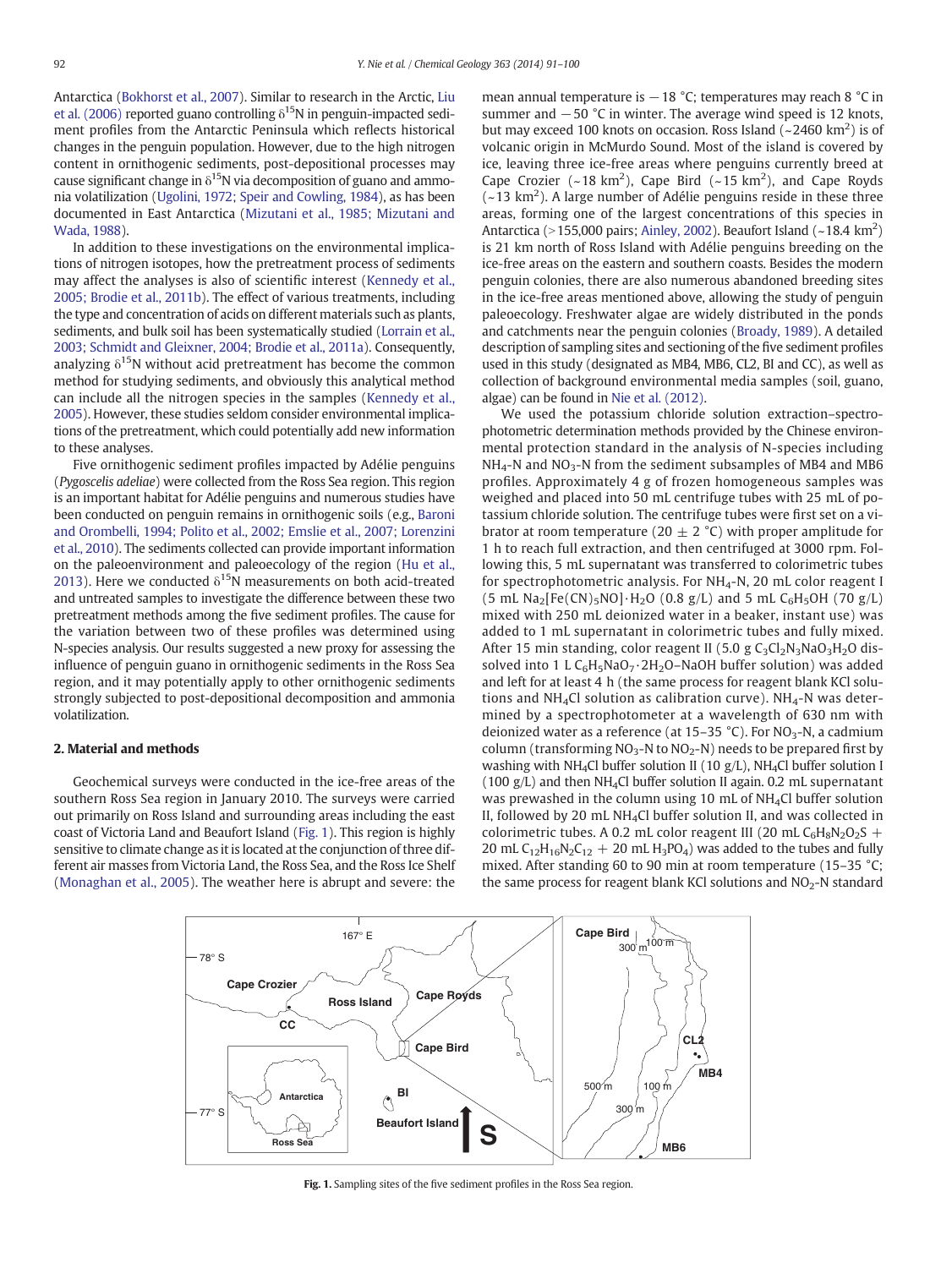Antarctica (Bokhorst et al., 2007). Similar to research in the Arctic, Liu et al. (2006) reported guano controlling $\delta^{15}N$ in penguin-impacted sediment profiles from the Antarctic Peninsula which reflects historical changes in the penguin population. However, due to the high nitrogen content in ornithogenic sediments, post-depositional processes may cause significant change in $\delta^{15}N$ via decomposition of guano and ammonia volatilization (Ugolini, 1972; Speir and Cowling, 1984), as has been documented in East Antarctica (Mizutani et al., 1985; Mizutani and Wada, 1988).

In addition to these investigations on the environmental implications of nitrogen isotopes, how the pretreatment process of sediments may affect the analyses is also of scientific interest (Kennedy et al., 2005; Brodie et al., 2011b). The effect of various treatments, including the type and concentration of acids on different materials such as plants, sediments, and bulk soil has been systematically studied (Lorrain et al., 2003; Schmidt and Gleixner, 2004; Brodie et al., 2011a). Consequently, analyzing $\delta^{15}N$ without acid pretreatment has become the common method for studying sediments, and obviously this analytical method can include all the nitrogen species in the samples (Kennedy et al., 2005). However, these studies seldom consider environmental implications of the pretreatment, which could potentially add new information to these analyses.

Five ornithogenic sediment profiles impacted by Adélie penguins (*Pygoscelis adeliae*) were collected from the Ross Sea region. This region is an important habitat for Adélie penguins and numerous studies have been conducted on penguin remains in ornithogenic soils (e.g., Baroni and Orombelli, 1994; Polito et al., 2002; Emslie et al., 2007; Lorenzini et al., 2010). The sediments collected can provide important information on the paleoenvironment and paleoecology of the region (Hu et al., 2013). Here we conducted $\delta^{15}N$ measurements on both acid-treated and untreated samples to investigate the difference between these two pretreatment methods among the five sediment profiles. The cause for the variation between two of these profiles was determined using N-species analysis. Our results suggested a new proxy for assessing the influence of penguin guano in ornithogenic sediments in the Ross Sea region, and it may potentially apply to other ornithogenic sediments strongly subjected to post-depositional decomposition and ammonia volatilization.

## 2. Material and methods

Geochemical surveys were conducted in the ice-free areas of the southern Ross Sea region in January 2010. The surveys were carried out primarily on Ross Island and surrounding areas including the east coast of Victoria Land and Beaufort Island (Fig. 1). This region is highly sensitive to climate change as it is located at the conjunction of three different air masses from Victoria Land, the Ross Sea, and the Ross Ice Shelf (Monaghan et al., 2005). The weather here is abrupt and severe: the mean annual temperature is −18 °C; temperatures may reach 8 °C in summer and −50 °C in winter. The average wind speed is 12 knots, but may exceed 100 knots on occasion. Ross Island (~2460 $km^2$) is of volcanic origin in McMurdo Sound. Most of the island is covered by ice, leaving three ice-free areas where penguins currently breed at Cape Crozier (~18 $km^2$), Cape Bird (~15 $km^2$), and Cape Royds (~13 $km^2$). A large number of Adélie penguins reside in these three areas, forming one of the largest concentrations of this species in Antarctica (>155,000 pairs; Ainley, 2002). Beaufort Island (~18.4 $km^2$) is 21 km north of Ross Island with Adélie penguins breeding on the ice-free areas on the eastern and southern coasts. Besides the modern penguin colonies, there are also numerous abandoned breeding sites in the ice-free areas mentioned above, allowing the study of penguin paleoecology. Freshwater algae are widely distributed in the ponds and catchments near the penguin colonies (Broady, 1989). A detailed description of sampling sites and sectioning of the five sediment profiles used in this study (designated as MB4, MB6, CL2, BI and CC), as well as collection of background environmental media samples (soil, guano, algae) can be found in Nie et al. (2012).

We used the potassium chloride solution extraction–spectrophotometric determination methods provided by the Chinese environmental protection standard in the analysis of N-species including $NH_4$-N and $NO_3$-N from the sediment subsamples of MB4 and MB6 profiles. Approximately 4 g of frozen homogeneous samples was weighed and placed into 50 mL centrifuge tubes with 25 mL of potassium chloride solution. The centrifuge tubes were first set on a vibrator at room temperature (20 ± 2 °C) with proper amplitude for 1 h to reach full extraction, and then centrifuged at 3000 rpm. Following this, 5 mL supernatant was transferred to colorimetric tubes for spectrophotometric analysis. For $NH_4$-N, 20 mL color reagent I (5 mL $Na_2[Fe(CN)_5NO]\cdot H_2O$ (0.8 g/L) and 5 mL $C_6H_5OH$ (70 g/L) mixed with 250 mL deionized water in a beaker, instant use) was added to 1 mL supernatant in colorimetric tubes and fully mixed. After 15 min standing, color reagent II (5.0 g $C_3Cl_2N_3NaO_3H_2O$ dissolved into 1 L $C_6H_5NaO_7\cdot 2H_2O$–NaOH buffer solution) was added and left for at least 4 h (the same process for reagent blank KCl solutions and $NH_4Cl$ solution as calibration curve). $NH_4$-N was determined by a spectrophotometer at a wavelength of 630 nm with deionized water as a reference (at 15–35 °C). For $NO_3$-N, a cadmium column (transforming $NO_3$-N to $NO_2$-N) needs to be prepared first by washing with $NH_4Cl$ buffer solution II (10 g/L), $NH_4Cl$ buffer solution I (100 g/L) and then $NH_4Cl$ buffer solution II again. 0.2 mL supernatant was prewashed in the column using 10 mL of $NH_4Cl$ buffer solution II, followed by 20 mL $NH_4Cl$ buffer solution II, and was collected in colorimetric tubes. A 0.2 mL color reagent III (20 mL $C_6H_8N_2O_2S$ + 20 mL $C_{12}H_{16}N_2C_{12}$ + 20 mL $H_3PO_4$) was added to the tubes and fully mixed. After standing 60 to 90 min at room temperature (15–35 °C; the same process for reagent blank KCl solutions and $NO_2$-N standard

**Fig. 1.** Sampling sites of the five sediment profiles in the Ross Sea region.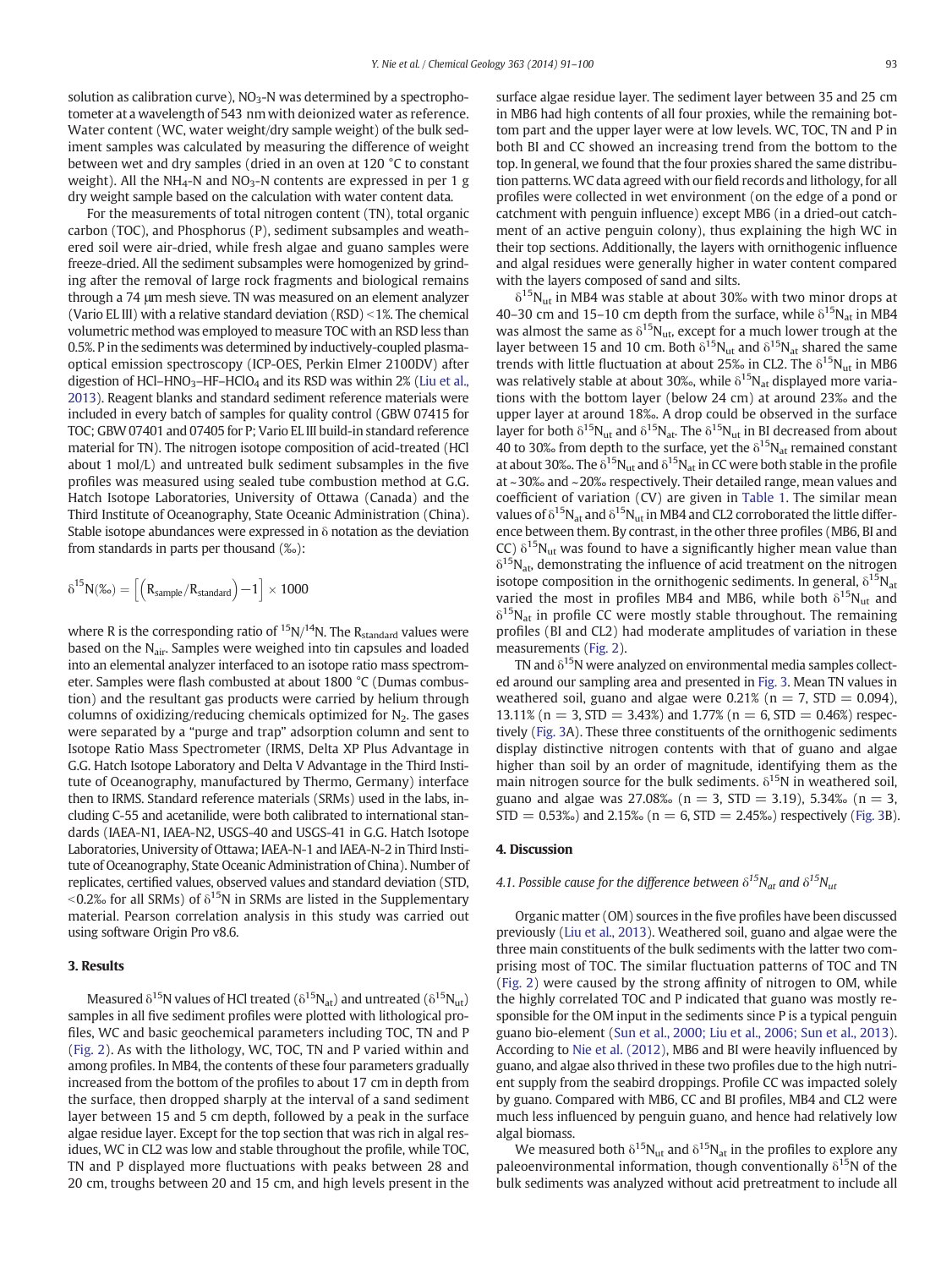solution as calibration curve), $NO_3$-N was determined by a spectrophotometer at a wavelength of 543 nm with deionized water as reference. Water content (WC, water weight/dry sample weight) of the bulk sediment samples was calculated by measuring the difference of weight between wet and dry samples (dried in an oven at 120 °C to constant weight). All the $NH_4$-N and $NO_3$-N contents are expressed in per 1 g dry weight sample based on the calculation with water content data.

For the measurements of total nitrogen content (TN), total organic carbon (TOC), and Phosphorus (P), sediment subsamples and weathered soil were air-dried, while fresh algae and guano samples were freeze-dried. All the sediment subsamples were homogenized by grinding after the removal of large rock fragments and biological remains through a 74 μm mesh sieve. TN was measured on an element analyzer (Vario EL III) with a relative standard deviation (RSD) < 1%. The chemical volumetric method was employed to measure TOC with an RSD less than 0.5%. P in the sediments was determined by inductively-coupled plasma-optical emission spectroscopy (ICP-OES, Perkin Elmer 2100DV) after digestion of $HCl–HNO_3–HF–HClO_4$ and its RSD was within 2% (Liu et al., 2013). Reagent blanks and standard sediment reference materials were included in every batch of samples for quality control (GBW 07415 for TOC; GBW 07401 and 07405 for P; Vario EL III build-in standard reference material for TN). The nitrogen isotope composition of acid-treated (HCl about 1 mol/L) and untreated bulk sediment subsamples in the five profiles was measured using sealed tube combustion method at G.G. Hatch Isotope Laboratories, University of Ottawa (Canada) and the Third Institute of Oceanography, State Oceanic Administration (China). Stable isotope abundances were expressed in δ notation as the deviation from standards in parts per thousand (‰):

$$\delta^{15}N(‰) = \left[\left(R_{sample}/R_{standard}\right) - 1\right] \times 1000$$

where R is the corresponding ratio of $^{15}N/^{14}N$. The $R_{standard}$ values were based on the $N_{air}$. Samples were weighed into tin capsules and loaded into an elemental analyzer interfaced to an isotope ratio mass spectrometer. Samples were flash combusted at about 1800 °C (Dumas combustion) and the resultant gas products were carried by helium through columns of oxidizing/reducing chemicals optimized for $N_2$. The gases were separated by a "purge and trap" adsorption column and sent to Isotope Ratio Mass Spectrometer (IRMS, Delta XP Plus Advantage in G.G. Hatch Isotope Laboratory and Delta V Advantage in the Third Institute of Oceanography, manufactured by Thermo, Germany) interface then to IRMS. Standard reference materials (SRMs) used in the labs, including C-55 and acetanilide, were both calibrated to international standards (IAEA-N1, IAEA-N2, USGS-40 and USGS-41 in G.G. Hatch Isotope Laboratories, University of Ottawa; IAEA-N-1 and IAEA-N-2 in Third Institute of Oceanography, State Oceanic Administration of China). Number of replicates, certified values, observed values and standard deviation (STD, <0.2‰ for all SRMs) of $\delta^{15}N$ in SRMs are listed in the Supplementary material. Pearson correlation analysis in this study was carried out using software Origin Pro v8.6.

## 3. Results

Measured $\delta^{15}N$ values of HCl treated ($\delta^{15}N_{at}$) and untreated ($\delta^{15}N_{ut}$) samples in all five sediment profiles were plotted with lithological profiles, WC and basic geochemical parameters including TOC, TN and P (Fig. 2). As with the lithology, WC, TOC, TN and P varied within and among profiles. In MB4, the contents of these four parameters gradually increased from the bottom of the profiles to about 17 cm in depth from the surface, then dropped sharply at the interval of a sand sediment layer between 15 and 5 cm depth, followed by a peak in the surface algae residue layer. Except for the top section that was rich in algal residues, WC in CL2 was low and stable throughout the profile, while TOC, TN and P displayed more fluctuations with peaks between 28 and 20 cm, troughs between 20 and 15 cm, and high levels present in the surface algae residue layer. The sediment layer between 35 and 25 cm in MB6 had high contents of all four proxies, while the remaining bottom part and the upper layer were at low levels. WC, TOC, TN and P in both BI and CC showed an increasing trend from the bottom to the top. In general, we found that the four proxies shared the same distribution patterns. WC data agreed with our field records and lithology, for all profiles were collected in wet environment (on the edge of a pond or catchment with penguin influence) except MB6 (in a dried-out catchment of an active penguin colony), thus explaining the high WC in their top sections. Additionally, the layers with ornithogenic influence and algal residues were generally higher in water content compared with the layers composed of sand and silts.

$\delta^{15}N_{ut}$ in MB4 was stable at about 30‰ with two minor drops at 40–30 cm and 15–10 cm depth from the surface, while $\delta^{15}N_{at}$ in MB4 was almost the same as $\delta^{15}N_{ut}$, except for a much lower trough at the layer between 15 and 10 cm. Both $\delta^{15}N_{ut}$ and $\delta^{15}N_{at}$ shared the same trends with little fluctuation at about 25‰ in CL2. The $\delta^{15}N_{ut}$ in MB6 was relatively stable at about 30‰, while $\delta^{15}N_{at}$ displayed more variations with the bottom layer (below 24 cm) at around 23‰ and the upper layer at around 18‰. A drop could be observed in the surface layer for both $\delta^{15}N_{ut}$ and $\delta^{15}N_{at}$. The $\delta^{15}N_{ut}$ in BI decreased from about 40 to 30‰ from depth to the surface, yet the $\delta^{15}N_{at}$ remained constant at about 30‰. The $\delta^{15}N_{ut}$ and $\delta^{15}N_{at}$ in CC were both stable in the profile at ~30‰ and ~20‰ respectively. Their detailed range, mean values and coefficient of variation (CV) are given in Table 1. The similar mean values of $\delta^{15}N_{at}$ and $\delta^{15}N_{ut}$ in MB4 and CL2 corroborated the little difference between them. By contrast, in the other three profiles (MB6, BI and CC) $\delta^{15}N_{ut}$ was found to have a significantly higher mean value than $\delta^{15}N_{at}$, demonstrating the influence of acid treatment on the nitrogen isotope composition in the ornithogenic sediments. In general, $\delta^{15}N_{at}$ varied the most in profiles MB4 and MB6, while both $\delta^{15}N_{ut}$ and $\delta^{15}N_{at}$ in profile CC were mostly stable throughout. The remaining profiles (BI and CL2) had moderate amplitudes of variation in these measurements (Fig. 2).

TN and $\delta^{15}N$ were analyzed on environmental media samples collected around our sampling area and presented in Fig. 3. Mean TN values in weathered soil, guano and algae were 0.21% (n = 7, STD = 0.094), 13.11% (n = 3, STD = 3.43%) and 1.77% (n = 6, STD = 0.46%) respectively (Fig. 3A). These three constituents of the ornithogenic sediments display distinctive nitrogen contents with that of guano and algae higher than soil by an order of magnitude, identifying them as the main nitrogen source for the bulk sediments. $\delta^{15}N$ in weathered soil, guano and algae was 27.08‰ (n = 3, STD = 3.19), 5.34‰ (n = 3, STD = 0.53‰) and 2.15‰ (n = 6, STD = 2.45‰) respectively (Fig. 3B).

## 4. Discussion

### 4.1. Possible cause for the difference between $\delta^{15}N_{at}$ and $\delta^{15}N_{ut}$

Organic matter (OM) sources in the five profiles have been discussed previously (Liu et al., 2013). Weathered soil, guano and algae were the three main constituents of the bulk sediments with the latter two comprising most of TOC. The similar fluctuation patterns of TOC and TN (Fig. 2) were caused by the strong affinity of nitrogen to OM, while the highly correlated TOC and P indicated that guano was mostly responsible for the OM input in the sediments since P is a typical penguin guano bio-element (Sun et al., 2000; Liu et al., 2006; Sun et al., 2013). According to Nie et al. (2012), MB6 and BI were heavily influenced by guano, and algae also thrived in these two profiles due to the high nutrient supply from the seabird droppings. Profile CC was impacted solely by guano. Compared with MB6, CC and BI profiles, MB4 and CL2 were much less influenced by penguin guano, and hence had relatively low algal biomass.

We measured both $\delta^{15}N_{ut}$ and $\delta^{15}N_{at}$ in the profiles to explore any paleoenvironmental information, though conventionally $\delta^{15}N$ of the bulk sediments was analyzed without acid pretreatment to include all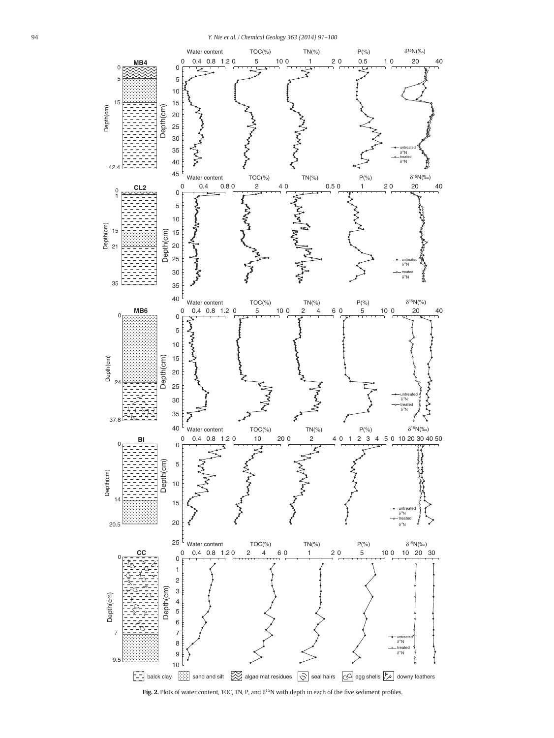**Fig. 2.** Plots of water content, TOC, TN, P, and $\delta^{15}N$ with depth in each of the five sediment profiles.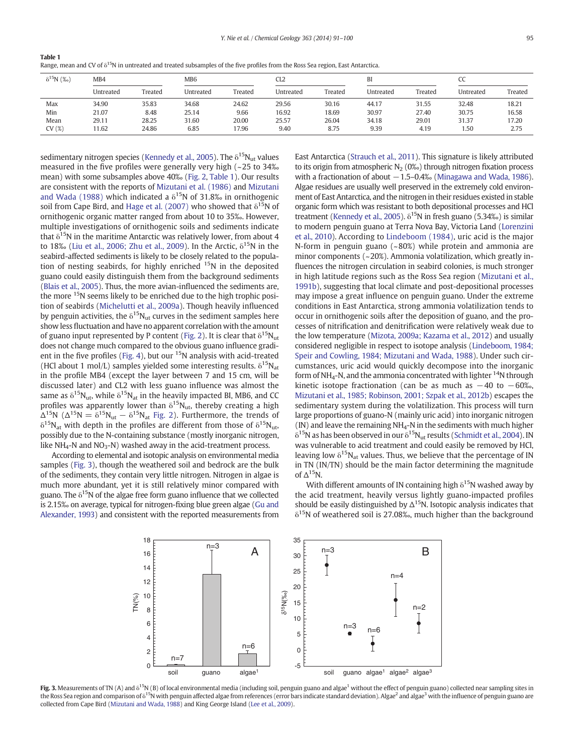**Table 1**
Range, mean and CV of $\delta^{15}N$ in untreated and treated subsamples of the five profiles from the Ross Sea region, East Antarctica.

| $\delta^{15}N$ (‰) | MB4 | | MB6 | | CL2 | | BI | | CC | |
|---|---|---|---|---|---|---|---|---|---|---|
| | Untreated | Treated | Untreated | Treated | Untreated | Treated | Untreated | Treated | Untreated | Treated |
| Max | 34.90 | 35.83 | 34.68 | 24.62 | 29.56 | 30.16 | 44.17 | 31.55 | 32.48 | 18.21 |
| Min | 21.07 | 8.48 | 25.14 | 9.66 | 16.92 | 18.69 | 30.97 | 27.40 | 30.75 | 16.58 |
| Mean | 29.11 | 28.25 | 31.60 | 20.00 | 25.57 | 26.04 | 34.18 | 29.01 | 31.37 | 17.20 |
| CV (%) | 11.62 | 24.86 | 6.85 | 17.96 | 9.40 | 8.75 | 9.39 | 4.19 | 1.50 | 2.75 |

sedimentary nitrogen species (Kennedy et al., 2005). The $\delta^{15}N_{ut}$ values measured in the five profiles were generally very high (~25 to 34‰ mean) with some subsamples above 40‰ (Fig. 2, Table 1). Our results are consistent with the reports of Mizutani et al. (1986) and Mizutani and Wada (1988) which indicated a $\delta^{15}N$ of 31.8‰ in ornithogenic soil from Cape Bird, and Hage et al. (2007) who showed that $\delta^{15}N$ of ornithogenic organic matter ranged from about 10 to 35‰. However, multiple investigations of ornithogenic soils and sediments indicate that $\delta^{15}N$ in the maritime Antarctic was relatively lower, from about 4 to 18‰ (Liu et al., 2006; Zhu et al., 2009). In the Arctic, $\delta^{15}N$ in the seabird-affected sediments is likely to be closely related to the population of nesting seabirds, for highly enriched $^{15}N$ in the deposited guano could easily distinguish them from the background sediments (Blais et al., 2005). Thus, the more avian-influenced the sediments are, the more $^{15}N$ seems likely to be enriched due to the high trophic position of seabirds (Michelutti et al., 2009a). Though heavily influenced by penguin activities, the $\delta^{15}N_{ut}$ curves in the sediment samples here show less fluctuation and have no apparent correlation with the amount of guano input represented by P content (Fig. 2). It is clear that $\delta^{15}N_{ut}$ does not change much compared to the obvious guano influence gradient in the five profiles (Fig. 4), but our $^{15}N$ analysis with acid-treated (HCl about 1 mol/L) samples yielded some interesting results. $\delta^{15}N_{at}$ in the profile MB4 (except the layer between 7 and 15 cm, will be discussed later) and CL2 with less guano influence was almost the same as $\delta^{15}N_{ut}$, while $\delta^{15}N_{at}$ in the heavily impacted BI, MB6, and CC profiles was apparently lower than $\delta^{15}N_{ut}$, thereby creating a high $\Delta^{15}N$ ($\Delta^{15}N = \delta^{15}N_{ut} - \delta^{15}N_{at}$ Fig. 2). Furthermore, the trends of $\delta^{15}N_{at}$ with depth in the profiles are different from those of $\delta^{15}N_{ut}$, possibly due to the N-containing substance (mostly inorganic nitrogen, like $NH_4$-N and $NO_3$-N) washed away in the acid-treatment process.

According to elemental and isotopic analysis on environmental media samples (Fig. 3), though the weathered soil and bedrock are the bulk of the sediments, they contain very little nitrogen. Nitrogen in algae is much more abundant, yet it is still relatively minor compared with guano. The $\delta^{15}N$ of the algae free form guano influence that we collected is 2.15‰ on average, typical for nitrogen-fixing blue green algae (Gu and Alexander, 1993) and consistent with the reported measurements from East Antarctica (Strauch et al., 2011). This signature is likely attributed to its origin from atmospheric $N_2$ (0‰) through nitrogen fixation process with a fractionation of about −1.5–0.4‰ (Minagawa and Wada, 1986). Algae residues are usually well preserved in the extremely cold environment of East Antarctica, and the nitrogen in their residues existed in stable organic form which was resistant to both depositional processes and HCl treatment (Kennedy et al., 2005). $\delta^{15}N$ in fresh guano (5.34‰) is similar to modern penguin guano at Terra Nova Bay, Victoria Land (Lorenzini et al., 2010). According to Lindeboom (1984), uric acid is the major N-form in penguin guano (~80%) while protein and ammonia are minor components (~20%). Ammonia volatilization, which greatly influences the nitrogen circulation in seabird colonies, is much stronger in high latitude regions such as the Ross Sea region (Mizutani et al., 1991b), suggesting that local climate and post-depositional processes may impose a great influence on penguin guano. Under the extreme conditions in East Antarctica, strong ammonia volatilization tends to occur in ornithogenic soils after the deposition of guano, and the processes of nitrification and denitrification were relatively weak due to the low temperature (Mizota, 2009a; Kazama et al., 2012) and usually considered negligible in respect to isotope analysis (Lindeboom, 1984; Speir and Cowling, 1984; Mizutani and Wada, 1988). Under such circumstances, uric acid would quickly decompose into the inorganic form of $NH_4$-N, and the ammonia concentrated with lighter $^{14}N$ through kinetic isotope fractionation (can be as much as −40 to −60‰, Mizutani et al., 1985; Robinson, 2001; Szpak et al., 2012b) escapes the sedimentary system during the volatilization. This process will turn large proportions of guano-N (mainly uric acid) into inorganic nitrogen (IN) and leave the remaining $NH_4$-N in the sediments with much higher $\delta^{15}N$ as has been observed in our $\delta^{15}N_{ut}$ results (Schmidt et al., 2004). IN was vulnerable to acid treatment and could easily be removed by HCl, leaving low $\delta^{15}N_{at}$ values. Thus, we believe that the percentage of IN in TN (IN/TN) should be the main factor determining the magnitude of $\Delta^{15}N$.

With different amounts of IN containing high $\delta^{15}N$ washed away by the acid treatment, heavily versus lightly guano-impacted profiles should be easily distinguished by $\Delta^{15}N$. Isotopic analysis indicates that $\delta^{15}N$ of weathered soil is 27.08‰, much higher than the background

**Fig. 3.** Measurements of TN (A) and $\delta^{15}N$ (B) of local environmental media (including soil, penguin guano and algae[1] without the effect of penguin guano) collected near sampling sites in the Ross Sea region and comparison of $\delta^{15}N$ with penguin affected algae from references (error bars indicate standard deviation). Algae[2] and algae[3] with the influence of penguin guano are collected from Cape Bird (Mizutani and Wada, 1988) and King George Island (Lee et al., 2009).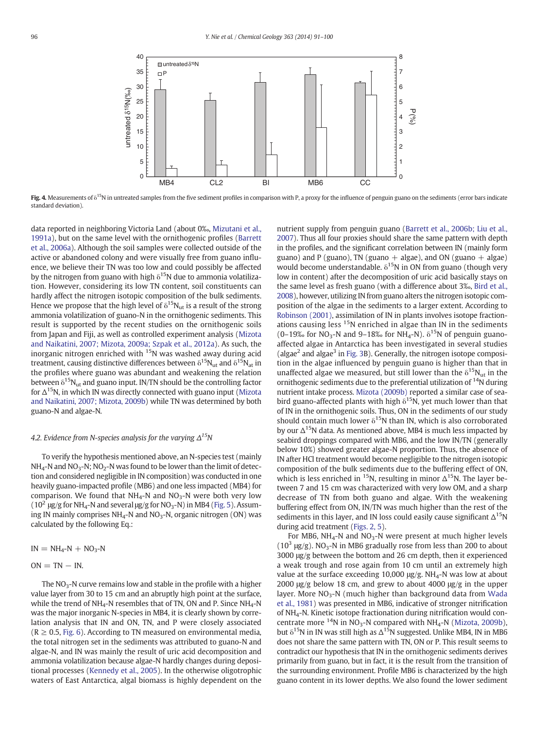**Fig. 4.** Measurements of $\delta^{15}N$ in untreated samples from the five sediment profiles in comparison with P, a proxy for the influence of penguin guano on the sediments (error bars indicate standard deviation).

data reported in neighboring Victoria Land (about 0‰, Mizutani et al., 1991a), but on the same level with the ornithogenic profiles (Barrett et al., 2006a). Although the soil samples were collected outside of the active or abandoned colony and were visually free from guano influence, we believe their TN was too low and could possibly be affected by the nitrogen from guano with high $\delta^{15}N$ due to ammonia volatilization. However, considering its low TN content, soil constituents can hardly affect the nitrogen isotopic composition of the bulk sediments. Hence we propose that the high level of $\delta^{15}N_{ut}$ is a result of the strong ammonia volatilization of guano-N in the ornithogenic sediments. This result is supported by the recent studies on the ornithogenic soils from Japan and Fiji, as well as controlled experiment analysis (Mizota and Naikatini, 2007; Mizota, 2009a; Szpak et al., 2012a). As such, the inorganic nitrogen enriched with $^{15}N$ was washed away during acid treatment, causing distinctive differences between $\delta^{15}N_{ut}$ and $\delta^{15}N_{at}$ in the profiles where guano was abundant and weakening the relation between $\delta^{15}N_{ut}$ and guano input. IN/TN should be the controlling factor for $\Delta^{15}N$, in which IN was directly connected with guano input (Mizota and Naikatini, 2007; Mizota, 2009b) while TN was determined by both guano-N and algae-N.

### 4.2. Evidence from N-species analysis for the varying $\Delta^{15}N$

To verify the hypothesis mentioned above, an N-species test (mainly $NH_4$-N and $NO_3$-N; $NO_2$-N was found to be lower than the limit of detection and considered negligible in IN composition) was conducted in one heavily guano-impacted profile (MB6) and one less impacted (MB4) for comparison. We found that $NH_4$-N and $NO_3$-N were both very low ($10^2$ μg/g for $NH_4$-N and several μg/g for $NO_3$-N) in MB4 (Fig. 5). Assuming IN mainly comprises $NH_4$-N and $NO_3$-N, organic nitrogen (ON) was calculated by the following Eq.:

$$IN = NH_4\text{-}N + NO_3\text{-}N$$

$$ON = TN - IN.$$

The $NO_3$-N curve remains low and stable in the profile with a higher value layer from 30 to 15 cm and an abruptly high point at the surface, while the trend of $NH_4$-N resembles that of TN, ON and P. Since $NH_4$-N was the major inorganic N-species in MB4, it is clearly shown by correlation analysis that IN and ON, TN, and P were closely associated ($R \geq 0.5$, Fig. 6). According to TN measured on environmental media, the total nitrogen set in the sediments was attributed to guano-N and algae-N, and IN was mainly the result of uric acid decomposition and ammonia volatilization because algae-N hardly changes during depositional processes (Kennedy et al., 2005). In the otherwise oligotrophic waters of East Antarctica, algal biomass is highly dependent on the nutrient supply from penguin guano (Barrett et al., 2006b; Liu et al., 2007). Thus all four proxies should share the same pattern with depth in the profiles, and the significant correlation between IN (mainly form guano) and P (guano), TN (guano + algae), and ON (guano + algae) would become understandable. $\delta^{15}N$ in ON from guano (though very low in content) after the decomposition of uric acid basically stays on the same level as fresh guano (with a difference about 3‰, Bird et al., 2008), however, utilizing IN from guano alters the nitrogen isotopic composition of the algae in the sediments to a larger extent. According to Robinson (2001), assimilation of IN in plants involves isotope fractionations causing less $^{15}N$ enriched in algae than IN in the sediments (0–19‰ for $NO_3$-N and 9–18‰ for $NH_4$-N). $\delta^{15}N$ of penguin guano-affected algae in Antarctica has been investigated in several studies (algae[2] and algae[3] in Fig. 3B). Generally, the nitrogen isotope composition in the algae influenced by penguin guano is higher than that in unaffected algae we measured, but still lower than the $\delta^{15}N_{ut}$ in the ornithogenic sediments due to the preferential utilization of $^{14}N$ during nutrient intake process. Mizota (2009b) reported a similar case of seabird guano-affected plants with high $\delta^{15}N$, yet much lower than that of IN in the ornithogenic soils. Thus, ON in the sediments of our study should contain much lower $\delta^{15}N$ than IN, which is also corroborated by our $\Delta^{15}N$ data. As mentioned above, MB4 is much less impacted by seabird droppings compared with MB6, and the low IN/TN (generally below 10%) showed greater algae-N proportion. Thus, the absence of IN after HCl treatment would become negligible to the nitrogen isotopic composition of the bulk sediments due to the buffering effect of ON, which is less enriched in $^{15}N$, resulting in minor $\Delta^{15}N$. The layer between 7 and 15 cm was characterized with very low OM, and a sharp decrease of TN from both guano and algae. With the weakening buffering effect from ON, IN/TN was much higher than the rest of the sediments in this layer, and IN loss could easily cause significant $\Delta^{15}N$ during acid treatment (Figs. 2, 5).

For MB6, $NH_4$-N and $NO_3$-N were present at much higher levels ($10^3$ μg/g). $NO_3$-N in MB6 gradually rose from less than 200 to about 3000 μg/g between the bottom and 26 cm depth, then it experienced a weak trough and rose again from 10 cm until an extremely high value at the surface exceeding 10,000 μg/g. $NH_4$-N was low at about 2000 μg/g below 18 cm, and grew to about 4000 μg/g in the upper layer. More $NO_3$-N (much higher than background data from Wada et al., 1981) was presented in MB6, indicative of stronger nitrification of $NH_4$-N. Kinetic isotope fractionation during nitrification would concentrate more $^{14}N$ in $NO_3$-N compared with $NH_4$-N (Mizota, 2009b), but $\delta^{15}N$ in IN was still high as $\Delta^{15}N$ suggested. Unlike MB4, IN in MB6 does not share the same pattern with TN, ON or P. This result seems to contradict our hypothesis that IN in the ornithogenic sediments derives primarily from guano, but in fact, it is the result from the transition of the surrounding environment. Profile MB6 is characterized by the high guano content in its lower depths. We also found the lower sediment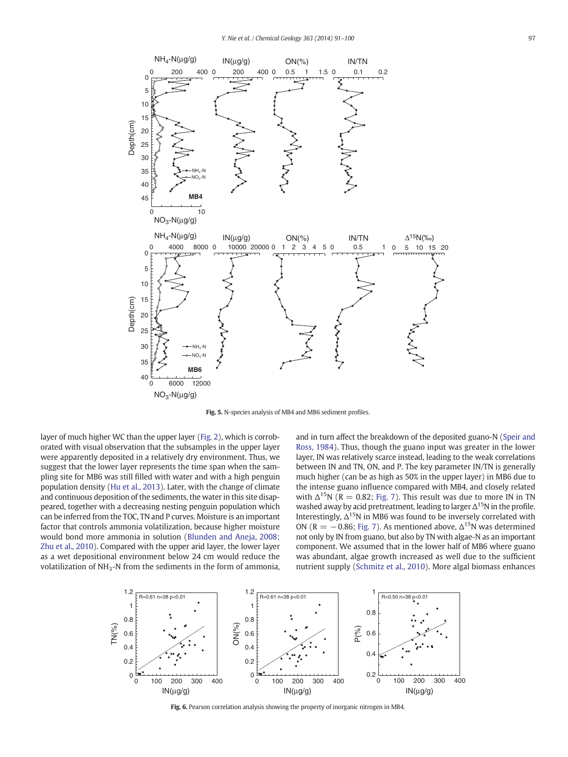Fig. 5. N-species analysis of MB4 and MB6 sediment profiles.

layer of much higher WC than the upper layer (Fig. 2), which is corroborated with visual observation that the subsamples in the upper layer were apparently deposited in a relatively dry environment. Thus, we suggest that the lower layer represents the time span when the sampling site for MB6 was still filled with water and with a high penguin population density (Hu et al., 2013). Later, with the change of climate and continuous deposition of the sediments, the water in this site disappeared, together with a decreasing nesting penguin population which can be inferred from the TOC, TN and P curves. Moisture is an important factor that controls ammonia volatilization, because higher moisture would bond more ammonia in solution (Blunden and Aneja, 2008; Zhu et al., 2010). Compared with the upper arid layer, the lower layer as a wet depositional environment below 24 cm would reduce the volatilization of $NH_3$-N from the sediments in the form of ammonia, and in turn affect the breakdown of the deposited guano-N (Speir and Ross, 1984). Thus, though the guano input was greater in the lower layer, IN was relatively scarce instead, leading to the weak correlations between IN and TN, ON, and P. The key parameter IN/TN is generally much higher (can be as high as 50% in the upper layer) in MB6 due to the intense guano influence compared with MB4, and closely related with $\Delta^{15}N$ ($R = 0.82$; Fig. 7). This result was due to more IN in TN washed away by acid pretreatment, leading to larger $\Delta^{15}N$ in the profile. Interestingly, $\Delta^{15}N$ in MB6 was found to be inversely correlated with ON ($R = -0.86$; Fig. 7). As mentioned above, $\Delta^{15}N$ was determined not only by IN from guano, but also by TN with algae-N as an important component. We assumed that in the lower half of MB6 where guano was abundant, algae growth increased as well due to the sufficient nutrient supply (Schmitz et al., 2010). More algal biomass enhances

Fig. 6. Pearson correlation analysis showing the property of inorganic nitrogen in MB4.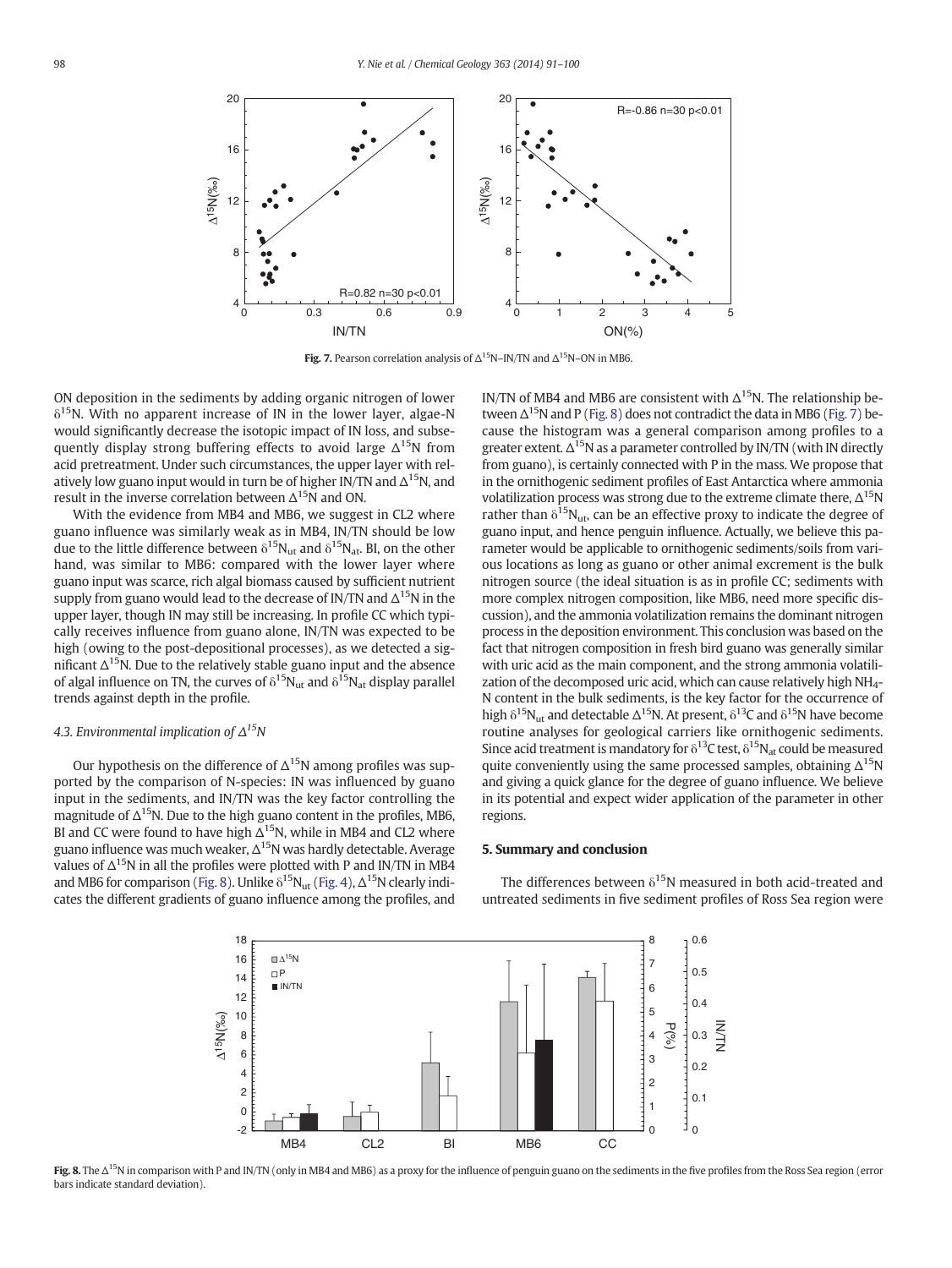**Fig. 7.** Pearson correlation analysis of $\Delta^{15}N$–IN/TN and $\Delta^{15}N$–ON in MB6.

ON deposition in the sediments by adding organic nitrogen of lower $\delta^{15}N$. With no apparent increase of IN in the lower layer, algae-N would significantly decrease the isotopic impact of IN loss, and subsequently display strong buffering effects to avoid large $\Delta^{15}N$ from acid pretreatment. Under such circumstances, the upper layer with relatively low guano input would in turn be of higher IN/TN and $\Delta^{15}N$, and result in the inverse correlation between $\Delta^{15}N$ and ON.

With the evidence from MB4 and MB6, we suggest in CL2 where guano influence was similarly weak as in MB4, IN/TN should be low due to the little difference between $\delta^{15}N_{ut}$ and $\delta^{15}N_{at}$. BI, on the other hand, was similar to MB6: compared with the lower layer where guano input was scarce, rich algal biomass caused by sufficient nutrient supply from guano would lead to the decrease of IN/TN and $\Delta^{15}N$ in the upper layer, though IN may still be increasing. In profile CC which typically receives influence from guano alone, IN/TN was expected to be high (owing to the post-depositional processes), as we detected a significant $\Delta^{15}N$. Due to the relatively stable guano input and the absence of algal influence on TN, the curves of $\delta^{15}N_{ut}$ and $\delta^{15}N_{at}$ display parallel trends against depth in the profile.

### 4.3. Environmental implication of $\Delta^{15}N$

Our hypothesis on the difference of $\Delta^{15}N$ among profiles was supported by the comparison of N-species: IN was influenced by guano input in the sediments, and IN/TN was the key factor controlling the magnitude of $\Delta^{15}N$. Due to the high guano content in the profiles, MB6, BI and CC were found to have high $\Delta^{15}N$, while in MB4 and CL2 where guano influence was much weaker, $\Delta^{15}N$ was hardly detectable. Average values of $\Delta^{15}N$ in all the profiles were plotted with P and IN/TN in MB4 and MB6 for comparison (Fig. 8). Unlike $\delta^{15}N_{ut}$ (Fig. 4), $\Delta^{15}N$ clearly indicates the different gradients of guano influence among the profiles, and IN/TN of MB4 and MB6 are consistent with $\Delta^{15}N$. The relationship between $\Delta^{15}N$ and P (Fig. 8) does not contradict the data in MB6 (Fig. 7) because the histogram was a general comparison among profiles to a greater extent. $\Delta^{15}N$ as a parameter controlled by IN/TN (with IN directly from guano), is certainly connected with P in the mass. We propose that in the ornithogenic sediment profiles of East Antarctica where ammonia volatilization process was strong due to the extreme climate there, $\Delta^{15}N$ rather than $\delta^{15}N_{ut}$, can be an effective proxy to indicate the degree of guano input, and hence penguin influence. Actually, we believe this parameter would be applicable to ornithogenic sediments/soils from various locations as long as guano or other animal excrement is the bulk nitrogen source (the ideal situation is as in profile CC; sediments with more complex nitrogen composition, like MB6, need more specific discussion), and the ammonia volatilization remains the dominant nitrogen process in the deposition environment. This conclusion was based on the fact that nitrogen composition in fresh bird guano was generally similar with uric acid as the main component, and the strong ammonia volatilization of the decomposed uric acid, which can cause relatively high $NH_4$-N content in the bulk sediments, is the key factor for the occurrence of high $\delta^{15}N_{ut}$ and detectable $\Delta^{15}N$. At present, $\delta^{13}C$ and $\delta^{15}N$ have become routine analyses for geological carriers like ornithogenic sediments. Since acid treatment is mandatory for $\delta^{13}C$ test, $\delta^{15}N_{at}$ could be measured quite conveniently using the same processed samples, obtaining $\Delta^{15}N$ and giving a quick glance for the degree of guano influence. We believe in its potential and expect wider application of the parameter in other regions.

## 5. Summary and conclusion

The differences between $\delta^{15}N$ measured in both acid-treated and untreated sediments in five sediment profiles of Ross Sea region were

**Fig. 8.** The $\Delta^{15}N$ in comparison with P and IN/TN (only in MB4 and MB6) as a proxy for the influence of penguin guano on the sediments in the five profiles from the Ross Sea region (error bars indicate standard deviation).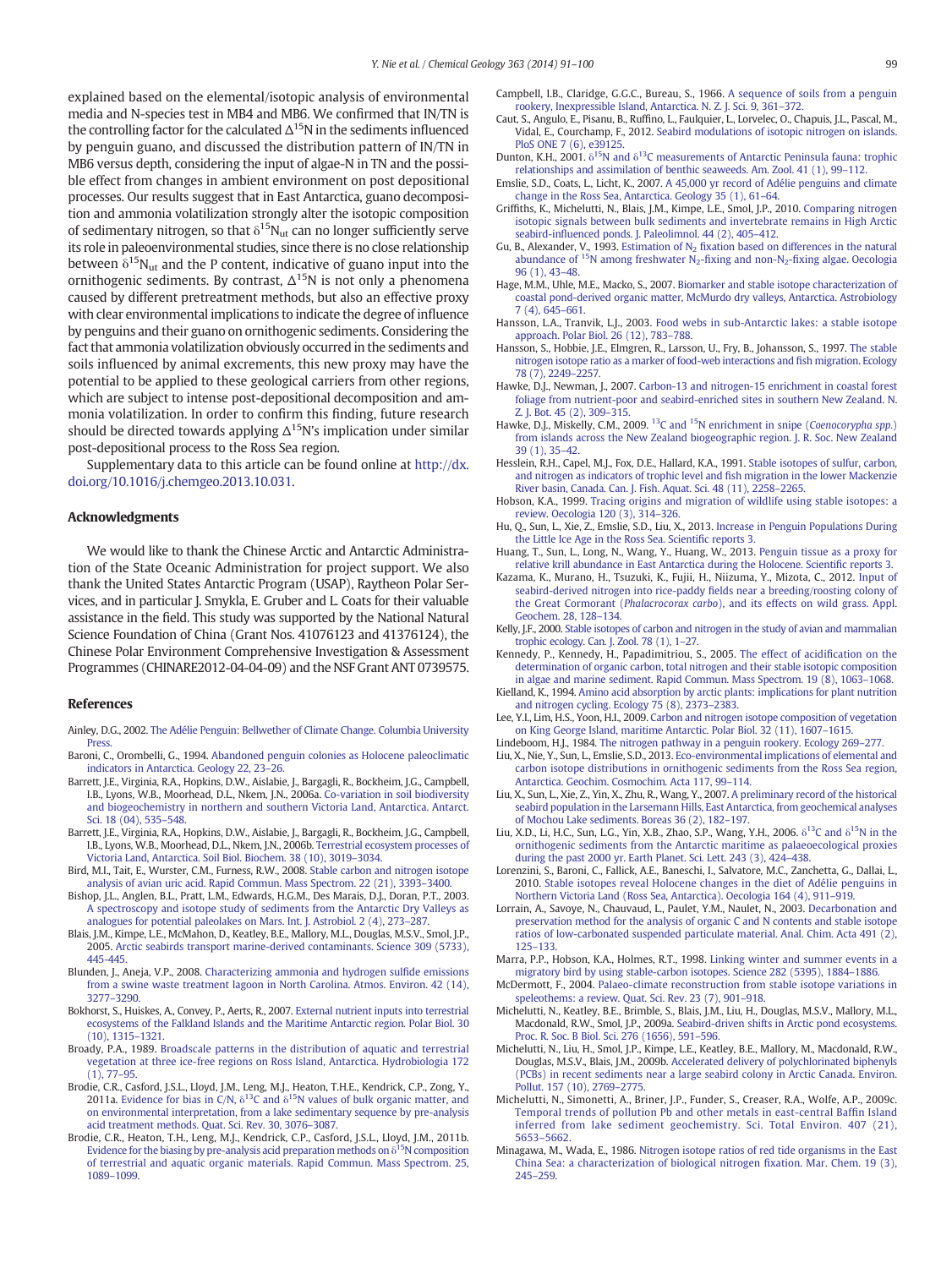explained based on the elemental/isotopic analysis of environmental media and N-species test in MB4 and MB6. We confirmed that IN/TN is the controlling factor for the calculated $\Delta^{15}$N in the sediments influenced by penguin guano, and discussed the distribution pattern of IN/TN in MB6 versus depth, considering the input of algae-N in TN and the possible effect from changes in ambient environment on post depositional processes. Our results suggest that in East Antarctica, guano decomposition and ammonia volatilization strongly alter the isotopic composition of sedimentary nitrogen, so that $\delta^{15}N_{ut}$ can no longer sufficiently serve its role in paleoenvironmental studies, since there is no close relationship between $\delta^{15}N_{ut}$ and the P content, indicative of guano input into the ornithogenic sediments. By contrast, $\Delta^{15}$N is not only a phenomena caused by different pretreatment methods, but also an effective proxy with clear environmental implications to indicate the degree of influence by penguins and their guano on ornithogenic sediments. Considering the fact that ammonia volatilization obviously occurred in the sediments and soils influenced by animal excrements, this new proxy may have the potential to be applied to these geological carriers from other regions, which are subject to intense post-depositional decomposition and ammonia volatilization. In order to confirm this finding, future research should be directed towards applying $\Delta^{15}$N's implication under similar post-depositional process to the Ross Sea region.

Supplementary data to this article can be found online at http://dx.doi.org/10.1016/j.chemgeo.2013.10.031.

## Acknowledgments

We would like to thank the Chinese Arctic and Antarctic Administration of the State Oceanic Administration for project support. We also thank the United States Antarctic Program (USAP), Raytheon Polar Services, and in particular J. Smykla, E. Gruber and L. Coats for their valuable assistance in the field. This study was supported by the National Natural Science Foundation of China (Grant Nos. 41076123 and 41376124), the Chinese Polar Environment Comprehensive Investigation & Assessment Programmes (CHINARE2012-04-04-09) and the NSF Grant ANT 0739575.

## References

Ainley, D.G., 2002. The Adélie Penguin: Bellwether of Climate Change. Columbia University Press.

Baroni, C., Orombelli, G., 1994. Abandoned penguin colonies as Holocene paleoclimatic indicators in Antarctica. Geology 22, 23–26.

Barrett, J.E., Virginia, R.A., Hopkins, D.W., Aislabie, J., Bargagli, R., Bockheim, J.G., Campbell, I.B., Lyons, W.B., Moorhead, D.L., Nkem, J.N., 2006a. Co-variation in soil biodiversity and biogeochemistry in northern and southern Victoria Land, Antarctica. Antarct. Sci. 18 (04), 535–548.

Barrett, J.E., Virginia, R.A., Hopkins, D.W., Aislabie, J., Bargagli, R., Bockheim, J.G., Campbell, I.B., Lyons, W.B., Moorhead, D.L., Nkem, J.N., 2006b. Terrestrial ecosystem processes of Victoria Land, Antarctica. Soil Biol. Biochem. 38 (10), 3019–3034.

Bird, M.I., Tait, E., Wurster, C.M., Furness, R.W., 2008. Stable carbon and nitrogen isotope analysis of avian uric acid. Rapid Commun. Mass Spectrom. 22 (21), 3393–3400.

Bishop, J.L., Anglen, B.L., Pratt, L.M., Edwards, H.G.M., Des Marais, D.J., Doran, P.T., 2003. A spectroscopy and isotope study of sediments from the Antarctic Dry Valleys as analogues for potential paleolakes on Mars. Int. J. Astrobiol. 2 (4), 273–287.

Blais, J.M., Kimpe, L.E., McMahon, D., Keatley, B.E., Mallory, M.L., Douglas, M.S.V., Smol, J.P., 2005. Arctic seabirds transport marine-derived contaminants. Science 309 (5733), 445-445.

Blunden, J., Aneja, V.P., 2008. Characterizing ammonia and hydrogen sulfide emissions from a swine waste treatment lagoon in North Carolina. Atmos. Environ. 42 (14), 3277–3290.

Bokhorst, S., Huiskes, A., Convey, P., Aerts, R., 2007. External nutrient inputs into terrestrial ecosystems of the Falkland Islands and the Maritime Antarctic region. Polar Biol. 30 (10), 1315–1321.

Broady, P.A., 1989. Broadscale patterns in the distribution of aquatic and terrestrial vegetation at three ice-free regions on Ross Island, Antarctica. Hydrobiologia 172 (1), 77–95.

Brodie, C.R., Casford, J.S.L., Lloyd, J.M., Leng, M.J., Heaton, T.H.E., Kendrick, C.P., Zong, Y., 2011a. Evidence for bias in C/N, $\delta^{13}$C and $\delta^{15}$N values of bulk organic matter, and on environmental interpretation, from a lake sedimentary sequence by pre-analysis acid treatment methods. Quat. Sci. Rev. 30, 3076–3087.

Brodie, C.R., Heaton, T.H., Leng, M.J., Kendrick, C.P., Casford, J.S.L., Lloyd, J.M., 2011b. Evidence for the biasing by pre-analysis acid preparation methods on $\delta^{15}$N composition of terrestrial and aquatic organic materials. Rapid Commun. Mass Spectrom. 25, 1089–1099.

Campbell, I.B., Claridge, G.G.C., Bureau, S., 1966. A sequence of soils from a penguin rookery, Inexpressible Island, Antarctica. N. Z. J. Sci. 9, 361–372.

Caut, S., Angulo, E., Pisanu, B., Ruffino, L., Faulquier, L., Lorvelec, O., Chapuis, J.L., Pascal, M., Vidal, E., Courchamp, F., 2012. Seabird modulations of isotopic nitrogen on islands. PloS ONE 7 (6), e39125.

Dunton, K.H., 2001. $\delta^{15}$N and $\delta^{13}$C measurements of Antarctic Peninsula fauna: trophic relationships and assimilation of benthic seaweeds. Am. Zool. 41 (1), 99–112.

Emslie, S.D., Coats, L., Licht, K., 2007. A 45,000 yr record of Adélie penguins and climate change in the Ross Sea, Antarctica. Geology 35 (1), 61–64.

Griffiths, K., Michelutti, N., Blais, J.M., Kimpe, L.E., Smol, J.P., 2010. Comparing nitrogen isotopic signals between bulk sediments and invertebrate remains in High Arctic seabird-influenced ponds. J. Paleolimnol. 44 (2), 405–412.

Gu, B., Alexander, V., 1993. Estimation of $N_2$ fixation based on differences in the natural abundance of $^{15}$N among freshwater $N_2$-fixing and non-$N_2$-fixing algae. Oecologia 96 (1), 43–48.

Hage, M.M., Uhle, M.E., Macko, S., 2007. Biomarker and stable isotope characterization of coastal pond-derived organic matter, McMurdo dry valleys, Antarctica. Astrobiology 7 (4), 645–661.

Hansson, L.A., Tranvik, L.J., 2003. Food webs in sub-Antarctic lakes: a stable isotope approach. Polar Biol. 26 (12), 783–788.

Hansson, S., Hobbie, J.E., Elmgren, R., Larsson, U., Fry, B., Johansson, S., 1997. The stable nitrogen isotope ratio as a marker of food-web interactions and fish migration. Ecology 78 (7), 2249–2257.

Hawke, D.J., Newman, J., 2007. Carbon-13 and nitrogen-15 enrichment in coastal forest foliage from nutrient-poor and seabird-enriched sites in southern New Zealand. N. Z. J. Bot. 45 (2), 309–315.

Hawke, D.J., Miskelly, C.M., 2009. $^{13}$C and $^{15}$N enrichment in snipe (*Coenocorypha spp.*) from islands across the New Zealand biogeographic region. J. R. Soc. New Zealand 39 (1), 35–42.

Hesslein, R.H., Capel, M.J., Fox, D.E., Hallard, K.A., 1991. Stable isotopes of sulfur, carbon, and nitrogen as indicators of trophic level and fish migration in the lower Mackenzie River basin, Canada. Can. J. Fish. Aquat. Sci. 48 (11), 2258–2265.

Hobson, K.A., 1999. Tracing origins and migration of wildlife using stable isotopes: a review. Oecologia 120 (3), 314–326.

Hu, Q., Sun, L., Xie, Z., Emslie, S.D., Liu, X., 2013. Increase in Penguin Populations During the Little Ice Age in the Ross Sea. Scientific reports 3.

Huang, T., Sun, L., Long, N., Wang, Y., Huang, W., 2013. Penguin tissue as a proxy for relative krill abundance in East Antarctica during the Holocene. Scientific reports 3.

Kazama, K., Murano, H., Tsuzuki, K., Fujii, H., Niizuma, Y., Mizota, C., 2012. Input of seabird-derived nitrogen into rice-paddy fields near a breeding/roosting colony of the Great Cormorant (*Phalacrocorax carbo*), and its effects on wild grass. Appl. Geochem. 28, 128–134.

Kelly, J.F., 2000. Stable isotopes of carbon and nitrogen in the study of avian and mammalian trophic ecology. Can. J. Zool. 78 (1), 1–27.

Kennedy, P., Kennedy, H., Papadimitriou, S., 2005. The effect of acidification on the determination of organic carbon, total nitrogen and their stable isotopic composition in algae and marine sediment. Rapid Commun. Mass Spectrom. 19 (8), 1063–1068.

Kielland, K., 1994. Amino acid absorption by arctic plants: implications for plant nutrition and nitrogen cycling. Ecology 75 (8), 2373–2383.

Lee, Y.I., Lim, H.S., Yoon, H.I., 2009. Carbon and nitrogen isotope composition of vegetation on King George Island, maritime Antarctic. Polar Biol. 32 (11), 1607–1615.

Lindeboom, H.J., 1984. The nitrogen pathway in a penguin rookery. Ecology 269–277.

Liu, X., Nie, Y., Sun, L., Emslie, S.D., 2013. Eco-environmental implications of elemental and carbon isotope distributions in ornithogenic sediments from the Ross Sea region, Antarctica. Geochim. Cosmochim. Acta 117, 99–114.

Liu, X., Sun, L., Xie, Z., Yin, X., Zhu, R., Wang, Y., 2007. A preliminary record of the historical seabird population in the Larsemann Hills, East Antarctica, from geochemical analyses of Mochou Lake sediments. Boreas 36 (2), 182–197.

Liu, X.D., Li, H.C., Sun, L.G., Yin, X.B., Zhao, S.P., Wang, Y.H., 2006. $\delta^{13}$C and $\delta^{15}$N in the ornithogenic sediments from the Antarctic maritime as palaeoecological proxies during the past 2000 yr. Earth Planet. Sci. Lett. 243 (3), 424–438.

Lorenzini, S., Baroni, C., Fallick, A.E., Baneschi, I., Salvatore, M.C., Zanchetta, G., Dallai, L., 2010. Stable isotopes reveal Holocene changes in the diet of Adélie penguins in Northern Victoria Land (Ross Sea, Antarctica). Oecologia 164 (4), 911–919.

Lorrain, A., Savoye, N., Chauvaud, L., Paulet, Y.M., Naulet, N., 2003. Decarbonation and preservation method for the analysis of organic C and N contents and stable isotope ratios of low-carbonated suspended particulate material. Anal. Chim. Acta 491 (2), 125–133.

Marra, P.P., Hobson, K.A., Holmes, R.T., 1998. Linking winter and summer events in a migratory bird by using stable-carbon isotopes. Science 282 (5395), 1884–1886.

McDermott, F., 2004. Palaeo-climate reconstruction from stable isotope variations in speleothems: a review. Quat. Sci. Rev. 23 (7), 901–918.

Michelutti, N., Keatley, B.E., Brimble, S., Blais, J.M., Liu, H., Douglas, M.S.V., Mallory, M.L., Macdonald, R.W., Smol, J.P., 2009a. Seabird-driven shifts in Arctic pond ecosystems. Proc. R. Soc. B Biol. Sci. 276 (1656), 591–596.

Michelutti, N., Liu, H., Smol, J.P., Kimpe, L.E., Keatley, B.E., Mallory, M., Macdonald, R.W., Douglas, M.S.V., Blais, J.M., 2009b. Accelerated delivery of polychlorinated biphenyls (PCBs) in recent sediments near a large seabird colony in Arctic Canada. Environ. Pollut. 157 (10), 2769–2775.

Michelutti, N., Simonetti, A., Briner, J.P., Funder, S., Creaser, R.A., Wolfe, A.P., 2009c. Temporal trends of pollution Pb and other metals in east-central Baffin Island inferred from lake sediment geochemistry. Sci. Total Environ. 407 (21), 5653–5662.

Minagawa, M., Wada, E., 1986. Nitrogen isotope ratios of red tide organisms in the East China Sea: a characterization of biological nitrogen fixation. Mar. Chem. 19 (3), 245–259.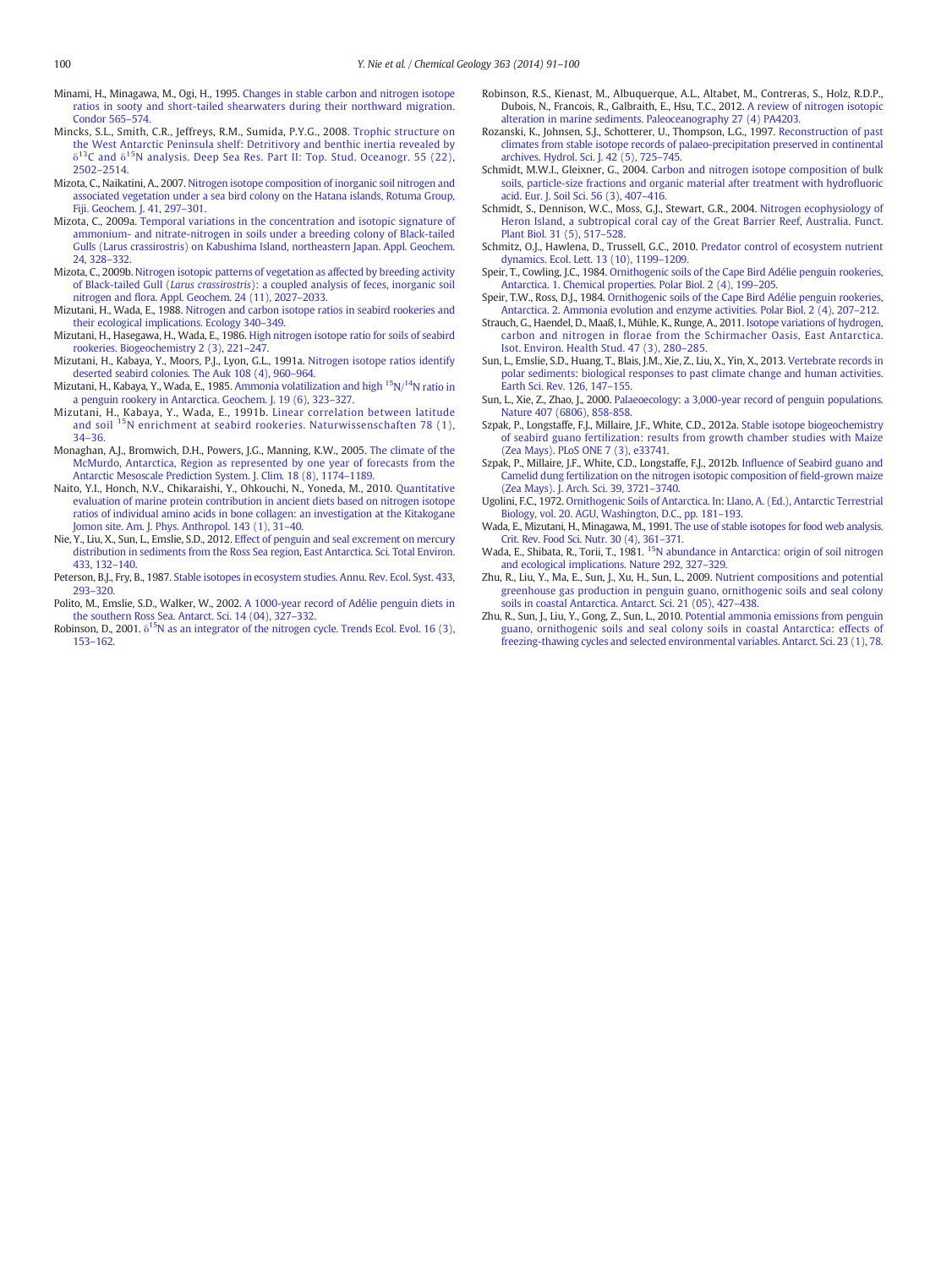Minami, H., Minagawa, M., Ogi, H., 1995. Changes in stable carbon and nitrogen isotope ratios in sooty and short-tailed shearwaters during their northward migration. Condor 565–574.

Mincks, S.L., Smith, C.R., Jeffreys, R.M., Sumida, P.Y.G., 2008. Trophic structure on the West Antarctic Peninsula shelf: Detritivory and benthic inertia revealed by $\delta^{13}C$ and $\delta^{15}N$ analysis. Deep Sea Res. Part II: Top. Stud. Oceanogr. 55 (22), 2502–2514.

Mizota, C., Naikatini, A., 2007. Nitrogen isotope composition of inorganic soil nitrogen and associated vegetation under a sea bird colony on the Hatana islands, Rotuma Group, Fiji. Geochem. J. 41, 297–301.

Mizota, C., 2009a. Temporal variations in the concentration and isotopic signature of ammonium- and nitrate-nitrogen in soils under a breeding colony of Black-tailed Gulls (Larus crassirostris) on Kabushima Island, northeastern Japan. Appl. Geochem. 24, 328–332.

Mizota, C., 2009b. Nitrogen isotopic patterns of vegetation as affected by breeding activity of Black-tailed Gull (*Larus crassirostris*): a coupled analysis of feces, inorganic soil nitrogen and flora. Appl. Geochem. 24 (11), 2027–2033.

Mizutani, H., Wada, E., 1988. Nitrogen and carbon isotope ratios in seabird rookeries and their ecological implications. Ecology 340–349.

Mizutani, H., Hasegawa, H., Wada, E., 1986. High nitrogen isotope ratio for soils of seabird rookeries. Biogeochemistry 2 (3), 221–247.

Mizutani, H., Kabaya, Y., Moors, P.J., Lyon, G.L., 1991a. Nitrogen isotope ratios identify deserted seabird colonies. The Auk 108 (4), 960–964.

Mizutani, H., Kabaya, Y., Wada, E., 1985. Ammonia volatilization and high $^{15}N/^{14}N$ ratio in a penguin rookery in Antarctica. Geochem. J. 19 (6), 323–327.

Mizutani, H., Kabaya, Y., Wada, E., 1991b. Linear correlation between latitude and soil $^{15}N$ enrichment at seabird rookeries. Naturwissenschaften 78 (1), 34–36.

Monaghan, A.J., Bromwich, D.H., Powers, J.G., Manning, K.W., 2005. The climate of the McMurdo, Antarctica, Region as represented by one year of forecasts from the Antarctic Mesoscale Prediction System. J. Clim. 18 (8), 1174–1189.

Naito, Y.I., Honch, N.V., Chikaraishi, Y., Ohkouchi, N., Yoneda, M., 2010. Quantitative evaluation of marine protein contribution in ancient diets based on nitrogen isotope ratios of individual amino acids in bone collagen: an investigation at the Kitakogane Jomon site. Am. J. Phys. Anthropol. 143 (1), 31–40.

Nie, Y., Liu, X., Sun, L., Emslie, S.D., 2012. Effect of penguin and seal excrement on mercury distribution in sediments from the Ross Sea region, East Antarctica. Sci. Total Environ. 433, 132–140.

Peterson, B.J., Fry, B., 1987. Stable isotopes in ecosystem studies. Annu. Rev. Ecol. Syst. 433, 293–320.

Polito, M., Emslie, S.D., Walker, W., 2002. A 1000-year record of Adélie penguin diets in the southern Ross Sea. Antarct. Sci. 14 (04), 327–332.

Robinson, D., 2001. $\delta^{15}N$ as an integrator of the nitrogen cycle. Trends Ecol. Evol. 16 (3), 153–162.

Robinson, R.S., Kienast, M., Albuquerque, A.L., Altabet, M., Contreras, S., Holz, R.D.P., Dubois, N., Francois, R., Galbraith, E., Hsu, T.C., 2012. A review of nitrogen isotopic alteration in marine sediments. Paleoceanography 27 (4) PA4203.

Rozanski, K., Johnsen, S.J., Schotterer, U., Thompson, L.G., 1997. Reconstruction of past climates from stable isotope records of palaeo-precipitation preserved in continental archives. Hydrol. Sci. J. 42 (5), 725–745.

Schmidt, M.W.I., Gleixner, G., 2004. Carbon and nitrogen isotope composition of bulk soils, particle-size fractions and organic material after treatment with hydrofluoric acid. Eur. J. Soil Sci. 56 (3), 407–416.

Schmidt, S., Dennison, W.C., Moss, G.J., Stewart, G.R., 2004. Nitrogen ecophysiology of Heron Island, a subtropical coral cay of the Great Barrier Reef, Australia. Funct. Plant Biol. 31 (5), 517–528.

Schmitz, O.J., Hawlena, D., Trussell, G.C., 2010. Predator control of ecosystem nutrient dynamics. Ecol. Lett. 13 (10), 1199–1209.

Speir, T., Cowling, J.C., 1984. Ornithogenic soils of the Cape Bird Adélie penguin rookeries, Antarctica. 1. Chemical properties. Polar Biol. 2 (4), 199–205.

Speir, T.W., Ross, D.J., 1984. Ornithogenic soils of the Cape Bird Adélie penguin rookeries, Antarctica. 2. Ammonia evolution and enzyme activities. Polar Biol. 2 (4), 207–212.

Strauch, G., Haendel, D., Maaß, I., Mühle, K., Runge, A., 2011. Isotope variations of hydrogen, carbon and nitrogen in florae from the Schirmacher Oasis, East Antarctica. Isot. Environ. Health Stud. 47 (3), 280–285.

Sun, L., Emslie, S.D., Huang, T., Blais, J.M., Xie, Z., Liu, X., Yin, X., 2013. Vertebrate records in polar sediments: biological responses to past climate change and human activities. Earth Sci. Rev. 126, 147–155.

Sun, L., Xie, Z., Zhao, J., 2000. Palaeoecology: a 3,000-year record of penguin populations. Nature 407 (6806), 858-858.

Szpak, P., Longstaffe, F.J., Millaire, J.F., White, C.D., 2012a. Stable isotope biogeochemistry of seabird guano fertilization: results from growth chamber studies with Maize (Zea Mays). PLoS ONE 7 (3), e33741.

Szpak, P., Millaire, J.F., White, C.D., Longstaffe, F.J., 2012b. Influence of Seabird guano and Camelid dung fertilization on the nitrogen isotopic composition of field-grown maize (Zea Mays). J. Arch. Sci. 39, 3721–3740.

Ugolini, F.C., 1972. Ornithogenic Soils of Antarctica. In: Llano, A. (Ed.), Antarctic Terrestrial Biology, vol. 20. AGU, Washington, D.C., pp. 181–193.

Wada, E., Mizutani, H., Minagawa, M., 1991. The use of stable isotopes for food web analysis. Crit. Rev. Food Sci. Nutr. 30 (4), 361–371.

Wada, E., Shibata, R., Torii, T., 1981. $^{15}N$ abundance in Antarctica: origin of soil nitrogen and ecological implications. Nature 292, 327–329.

Zhu, R., Liu, Y., Ma, E., Sun, J., Xu, H., Sun, L., 2009. Nutrient compositions and potential greenhouse gas production in penguin guano, ornithogenic soils and seal colony soils in coastal Antarctica. Antarct. Sci. 21 (05), 427–438.

Zhu, R., Sun, J., Liu, Y., Gong, Z., Sun, L., 2010. Potential ammonia emissions from penguin guano, ornithogenic soils and seal colony soils in coastal Antarctica: effects of freezing-thawing cycles and selected environmental variables. Antarct. Sci. 23 (1), 78.